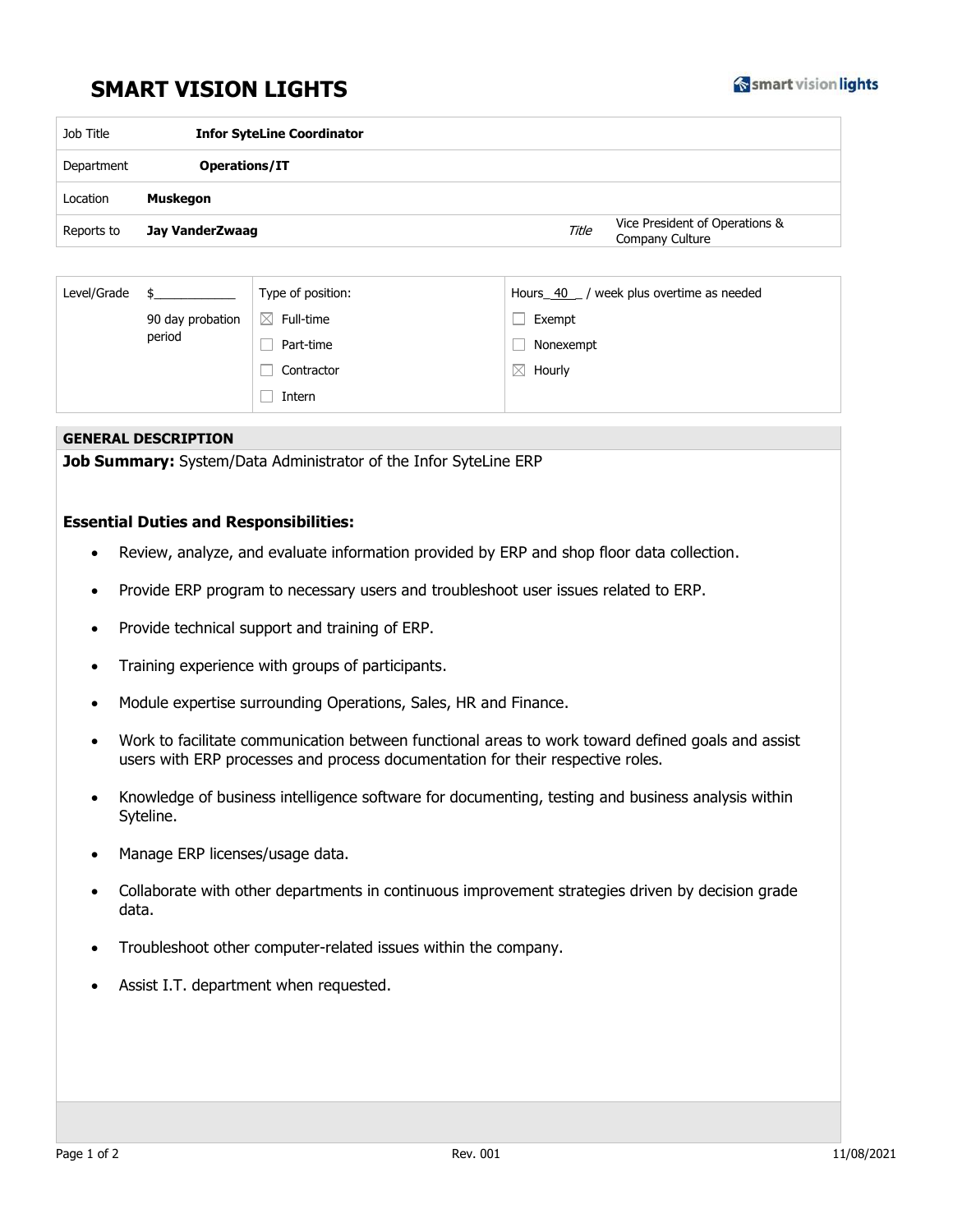# SMART VISION LIGHTS

| | | | |
|---|---|---|---|
| Job Title | **Infor SyteLine Coordinator** | | |
| Department | **Operations/IT** | | |
| Location | **Muskegon** | | |
| Reports to | **Jay VanderZwaag** | *Title* | Vice President of Operations & Company Culture |

| Level/Grade | $____________ | Type of position: | Hours_ 40 _ / week plus overtime as needed |
|---|---|---|---|
| | 90 day probation period | ☒ Full-time | ☐ Exempt |
| | | ☐ Part-time | ☐ Nonexempt |
| | | ☐ Contractor | ☒ Hourly |
| | | ☐ Intern | |

## GENERAL DESCRIPTION

**Job Summary:** System/Data Administrator of the Infor SyteLine ERP

### Essential Duties and Responsibilities:

- Review, analyze, and evaluate information provided by ERP and shop floor data collection.
- Provide ERP program to necessary users and troubleshoot user issues related to ERP.
- Provide technical support and training of ERP.
- Training experience with groups of participants.
- Module expertise surrounding Operations, Sales, HR and Finance.
- Work to facilitate communication between functional areas to work toward defined goals and assist users with ERP processes and process documentation for their respective roles.
- Knowledge of business intelligence software for documenting, testing and business analysis within Syteline.
- Manage ERP licenses/usage data.
- Collaborate with other departments in continuous improvement strategies driven by decision grade data.
- Troubleshoot other computer-related issues within the company.
- Assist I.T. department when requested.

Rev. 001 11/08/2021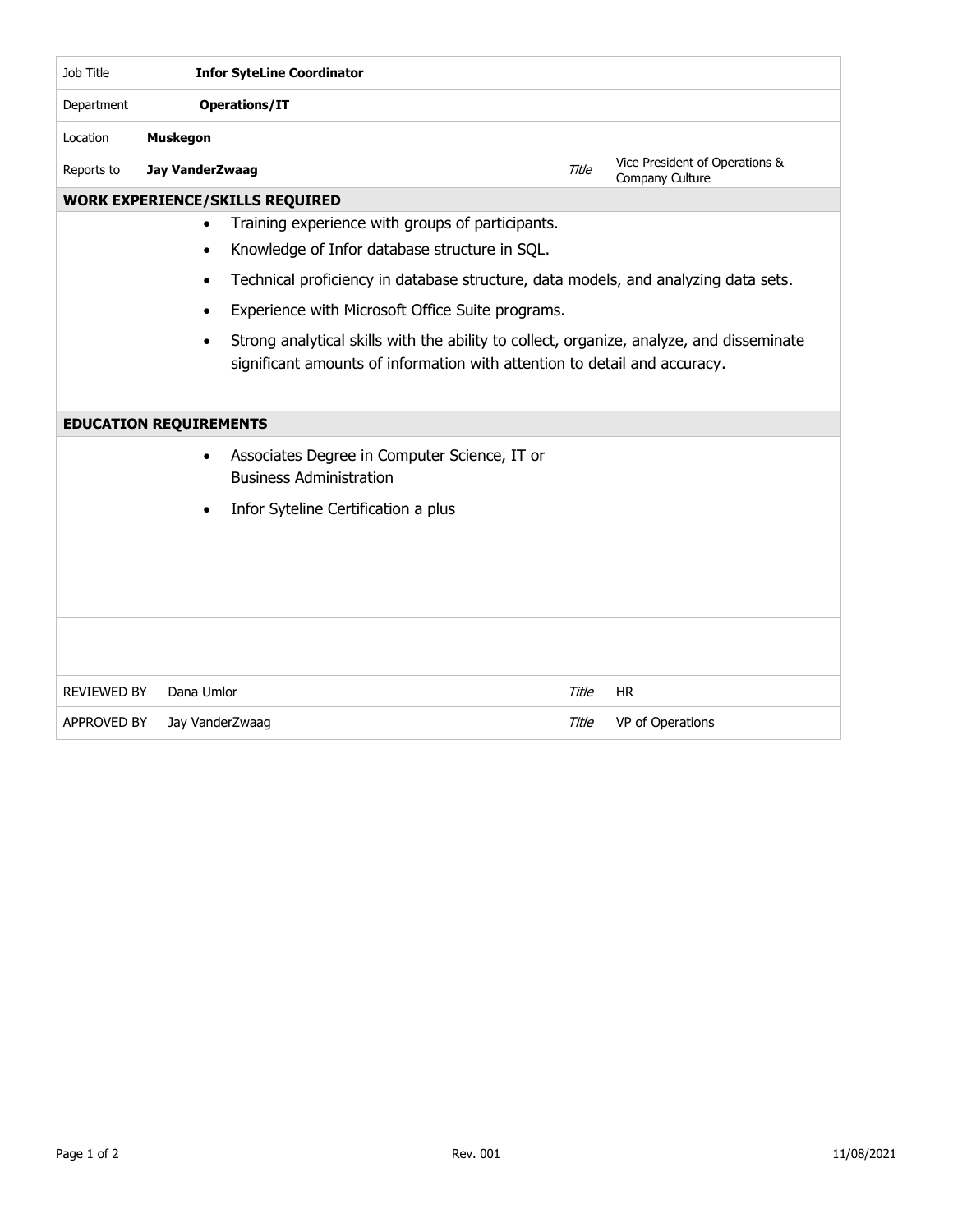| | | | |
|---|---|---|---|
| Job Title | **Infor SyteLine Coordinator** | | |
| Department | **Operations/IT** | | |
| Location | **Muskegon** | | |
| Reports to | **Jay VanderZwaag** | *Title* | Vice President of Operations & Company Culture |

## WORK EXPERIENCE/SKILLS REQUIRED

- Training experience with groups of participants.
- Knowledge of Infor database structure in SQL.
- Technical proficiency in database structure, data models, and analyzing data sets.
- Experience with Microsoft Office Suite programs.
- Strong analytical skills with the ability to collect, organize, analyze, and disseminate significant amounts of information with attention to detail and accuracy.

## EDUCATION REQUIREMENTS

- Associates Degree in Computer Science, IT or Business Administration
- Infor Syteline Certification a plus

| | | | |
|---|---|---|---|
| REVIEWED BY | Dana Umlor | *Title* | HR |
| APPROVED BY | Jay VanderZwaag | *Title* | VP of Operations |

Rev. 001

11/08/2021